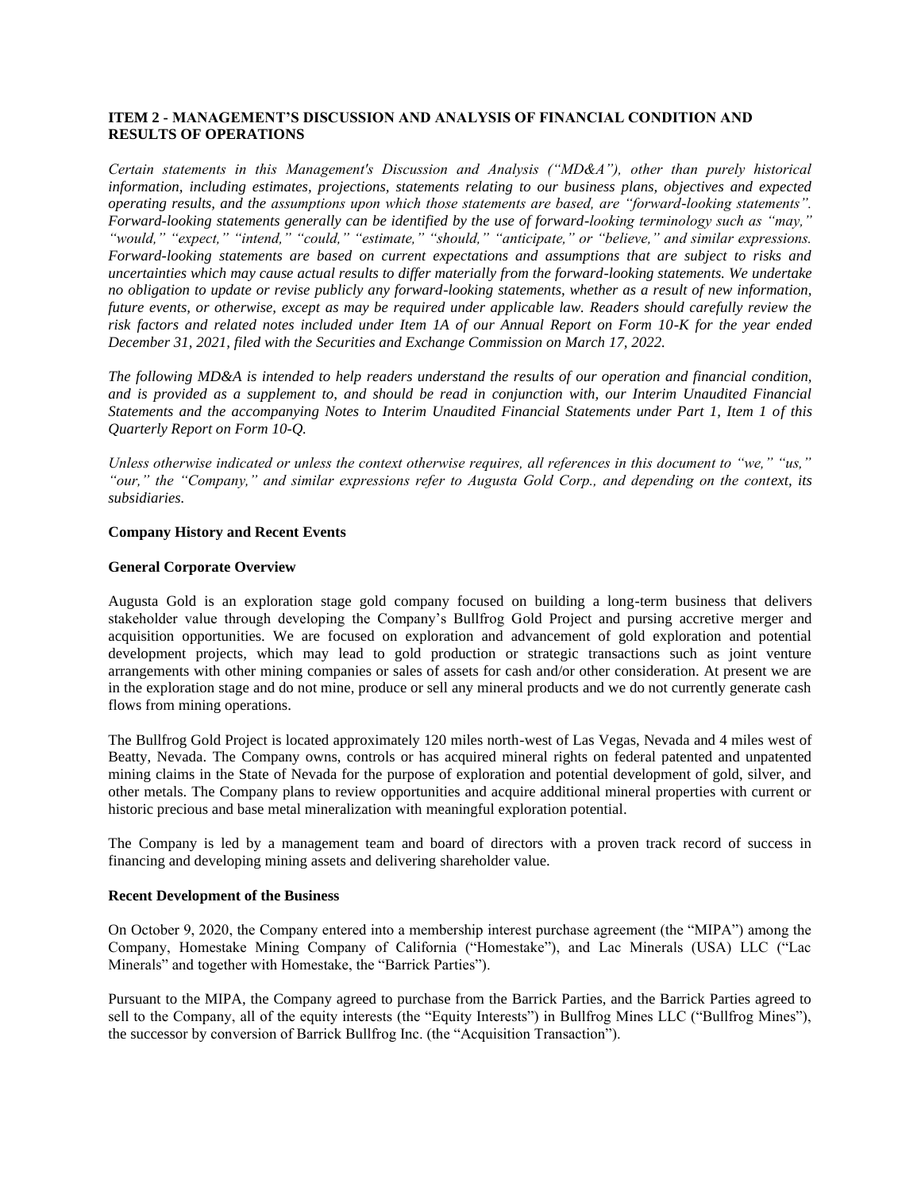## ITEM 2 - MANAGEMENT'S DISCUSSION AND ANALYSIS OF FINANCIAL CONDITION AND RESULTS OF OPERATIONS

*Certain statements in this Management's Discussion and Analysis ("MD&A"), other than purely historical information, including estimates, projections, statements relating to our business plans, objectives and expected operating results, and the assumptions upon which those statements are based, are "forward-looking statements". Forward-looking statements generally can be identified by the use of forward-looking terminology such as "may," "would," "expect," "intend," "could," "estimate," "should," "anticipate," or "believe," and similar expressions. Forward-looking statements are based on current expectations and assumptions that are subject to risks and uncertainties which may cause actual results to differ materially from the forward-looking statements. We undertake no obligation to update or revise publicly any forward-looking statements, whether as a result of new information, future events, or otherwise, except as may be required under applicable law. Readers should carefully review the risk factors and related notes included under Item 1A of our Annual Report on Form 10-K for the year ended December 31, 2021, filed with the Securities and Exchange Commission on March 17, 2022.*

*The following MD&A is intended to help readers understand the results of our operation and financial condition, and is provided as a supplement to, and should be read in conjunction with, our Interim Unaudited Financial Statements and the accompanying Notes to Interim Unaudited Financial Statements under Part 1, Item 1 of this Quarterly Report on Form 10-Q.*

*Unless otherwise indicated or unless the context otherwise requires, all references in this document to "we," "us," "our," the "Company," and similar expressions refer to Augusta Gold Corp., and depending on the context, its subsidiaries.*

### Company History and Recent Events

### General Corporate Overview

Augusta Gold is an exploration stage gold company focused on building a long-term business that delivers stakeholder value through developing the Company's Bullfrog Gold Project and pursing accretive merger and acquisition opportunities. We are focused on exploration and advancement of gold exploration and potential development projects, which may lead to gold production or strategic transactions such as joint venture arrangements with other mining companies or sales of assets for cash and/or other consideration. At present we are in the exploration stage and do not mine, produce or sell any mineral products and we do not currently generate cash flows from mining operations.

The Bullfrog Gold Project is located approximately 120 miles north-west of Las Vegas, Nevada and 4 miles west of Beatty, Nevada. The Company owns, controls or has acquired mineral rights on federal patented and unpatented mining claims in the State of Nevada for the purpose of exploration and potential development of gold, silver, and other metals. The Company plans to review opportunities and acquire additional mineral properties with current or historic precious and base metal mineralization with meaningful exploration potential.

The Company is led by a management team and board of directors with a proven track record of success in financing and developing mining assets and delivering shareholder value.

### Recent Development of the Business

On October 9, 2020, the Company entered into a membership interest purchase agreement (the "MIPA") among the Company, Homestake Mining Company of California ("Homestake"), and Lac Minerals (USA) LLC ("Lac Minerals" and together with Homestake, the "Barrick Parties").

Pursuant to the MIPA, the Company agreed to purchase from the Barrick Parties, and the Barrick Parties agreed to sell to the Company, all of the equity interests (the "Equity Interests") in Bullfrog Mines LLC ("Bullfrog Mines"), the successor by conversion of Barrick Bullfrog Inc. (the "Acquisition Transaction").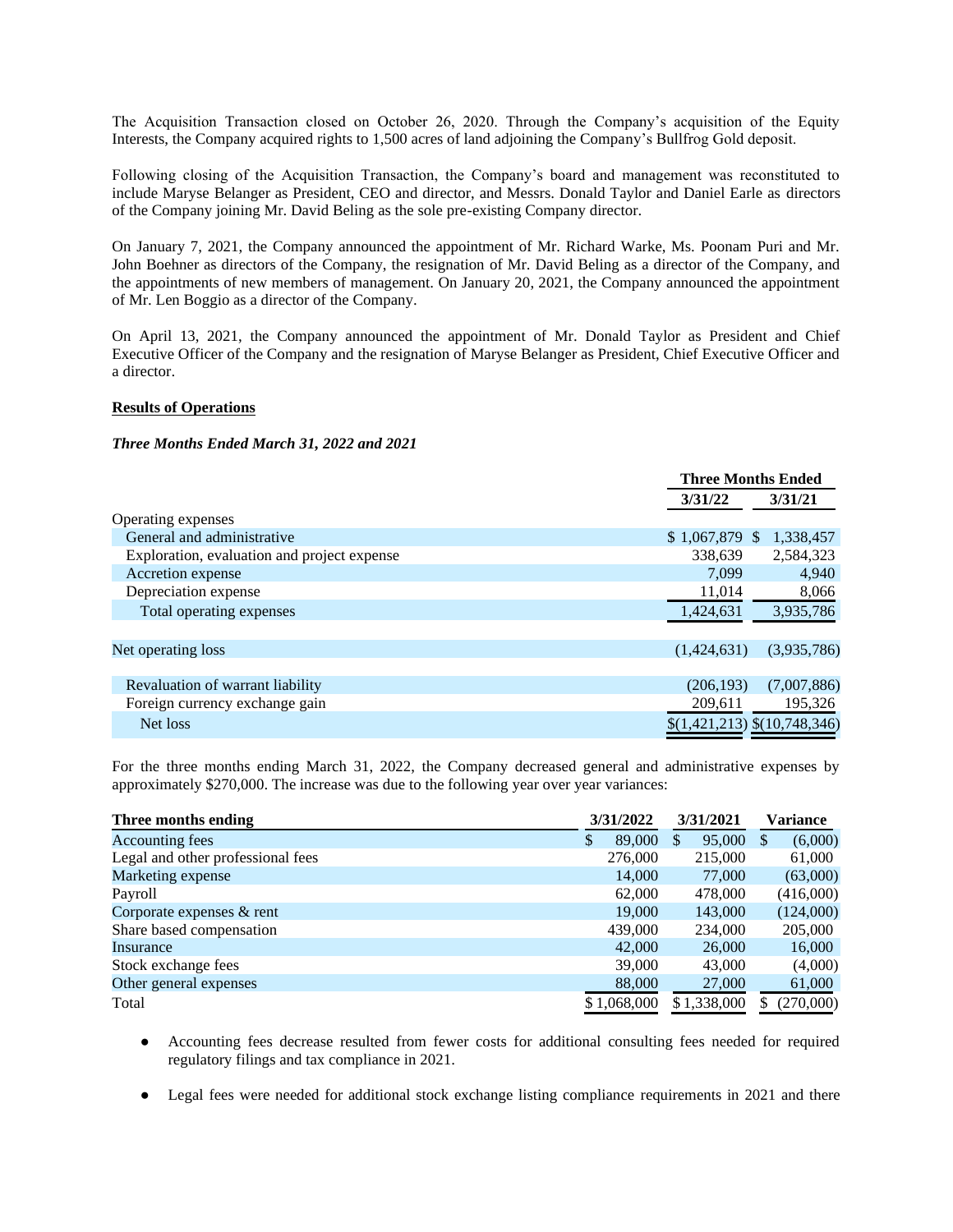The Acquisition Transaction closed on October 26, 2020. Through the Company's acquisition of the Equity Interests, the Company acquired rights to 1,500 acres of land adjoining the Company's Bullfrog Gold deposit.

Following closing of the Acquisition Transaction, the Company's board and management was reconstituted to include Maryse Belanger as President, CEO and director, and Messrs. Donald Taylor and Daniel Earle as directors of the Company joining Mr. David Beling as the sole pre-existing Company director.

On January 7, 2021, the Company announced the appointment of Mr. Richard Warke, Ms. Poonam Puri and Mr. John Boehner as directors of the Company, the resignation of Mr. David Beling as a director of the Company, and the appointments of new members of management. On January 20, 2021, the Company announced the appointment of Mr. Len Boggio as a director of the Company.

On April 13, 2021, the Company announced the appointment of Mr. Donald Taylor as President and Chief Executive Officer of the Company and the resignation of Maryse Belanger as President, Chief Executive Officer and a director.

**Results of Operations**

***Three Months Ended March 31, 2022 and 2021***

| | Three Months Ended | |
|---|---|---|
| | **3/31/22** | **3/31/21** |
| Operating expenses | | |
| General and administrative | $ 1,067,879 | $ 1,338,457 |
| Exploration, evaluation and project expense | 338,639 | 2,584,323 |
| Accretion expense | 7,099 | 4,940 |
| Depreciation expense | 11,014 | 8,066 |
| Total operating expenses | 1,424,631 | 3,935,786 |
| | | |
| Net operating loss | (1,424,631) | (3,935,786) |
| | | |
| Revaluation of warrant liability | (206,193) | (7,007,886) |
| Foreign currency exchange gain | 209,611 | 195,326 |
| Net loss | $(1,421,213) | $(10,748,346) |

For the three months ending March 31, 2022, the Company decreased general and administrative expenses by approximately $270,000. The increase was due to the following year over year variances:

| Three months ending | 3/31/2022 | 3/31/2021 | Variance |
|---|---|---|---|
| Accounting fees | $ 89,000 | $ 95,000 | $ (6,000) |
| Legal and other professional fees | 276,000 | 215,000 | 61,000 |
| Marketing expense | 14,000 | 77,000 | (63,000) |
| Payroll | 62,000 | 478,000 | (416,000) |
| Corporate expenses & rent | 19,000 | 143,000 | (124,000) |
| Share based compensation | 439,000 | 234,000 | 205,000 |
| Insurance | 42,000 | 26,000 | 16,000 |
| Stock exchange fees | 39,000 | 43,000 | (4,000) |
| Other general expenses | 88,000 | 27,000 | 61,000 |
| Total | $ 1,068,000 | $ 1,338,000 | $ (270,000) |

- Accounting fees decrease resulted from fewer costs for additional consulting fees needed for required regulatory filings and tax compliance in 2021.
- Legal fees were needed for additional stock exchange listing compliance requirements in 2021 and there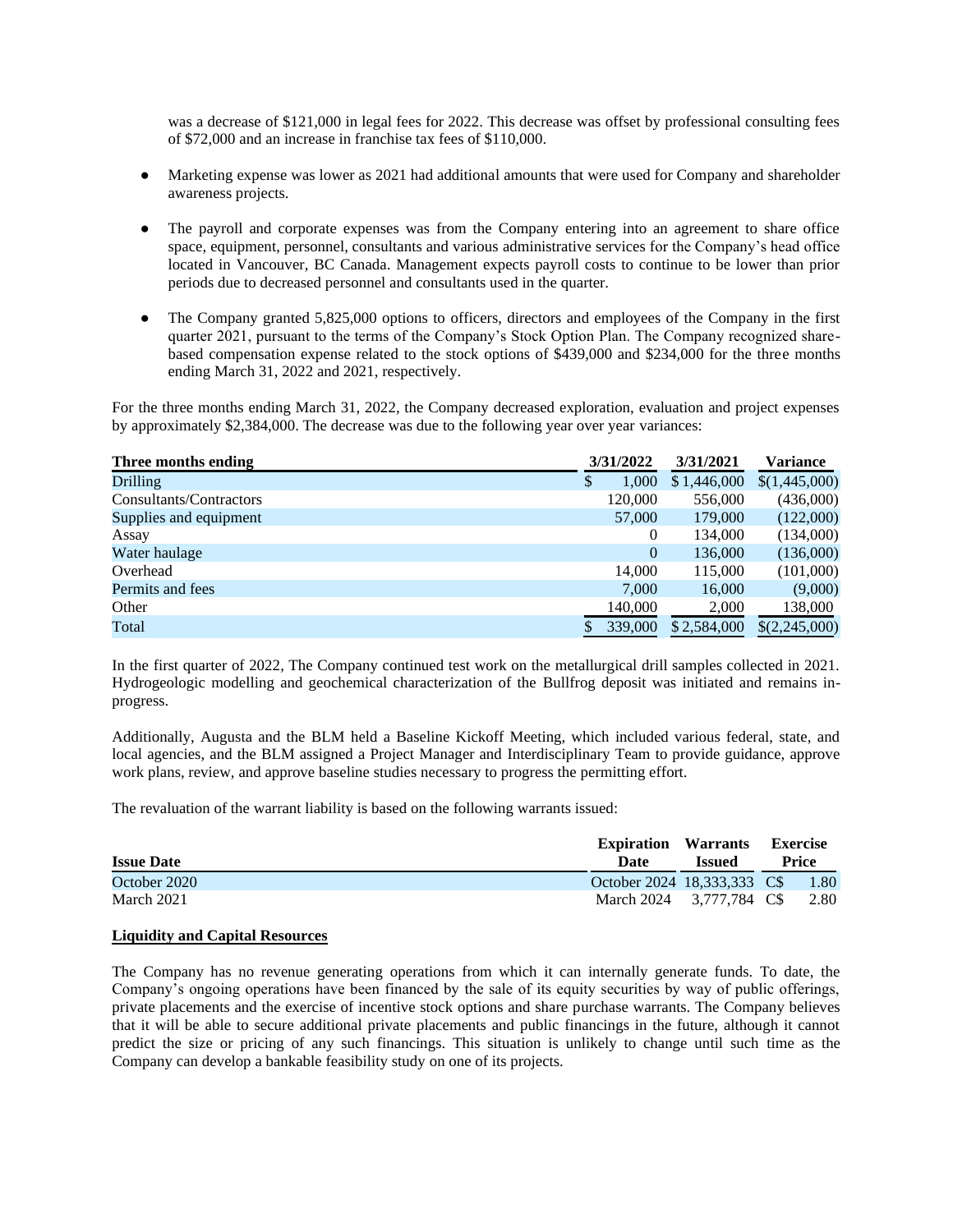was a decrease of $121,000 in legal fees for 2022. This decrease was offset by professional consulting fees of $72,000 and an increase in franchise tax fees of $110,000.

- Marketing expense was lower as 2021 had additional amounts that were used for Company and shareholder awareness projects.

- The payroll and corporate expenses was from the Company entering into an agreement to share office space, equipment, personnel, consultants and various administrative services for the Company's head office located in Vancouver, BC Canada. Management expects payroll costs to continue to be lower than prior periods due to decreased personnel and consultants used in the quarter.

- The Company granted 5,825,000 options to officers, directors and employees of the Company in the first quarter 2021, pursuant to the terms of the Company's Stock Option Plan. The Company recognized share-based compensation expense related to the stock options of $439,000 and $234,000 for the three months ending March 31, 2022 and 2021, respectively.

For the three months ending March 31, 2022, the Company decreased exploration, evaluation and project expenses by approximately $2,384,000. The decrease was due to the following year over year variances:

| Three months ending | 3/31/2022 | 3/31/2021 | Variance |
|---|---|---|---|
| Drilling | $ 1,000 | $ 1,446,000 | $(1,445,000) |
| Consultants/Contractors | 120,000 | 556,000 | (436,000) |
| Supplies and equipment | 57,000 | 179,000 | (122,000) |
| Assay | 0 | 134,000 | (134,000) |
| Water haulage | 0 | 136,000 | (136,000) |
| Overhead | 14,000 | 115,000 | (101,000) |
| Permits and fees | 7,000 | 16,000 | (9,000) |
| Other | 140,000 | 2,000 | 138,000 |
| Total | $ 339,000 | $ 2,584,000 | $(2,245,000) |

In the first quarter of 2022, The Company continued test work on the metallurgical drill samples collected in 2021. Hydrogeologic modelling and geochemical characterization of the Bullfrog deposit was initiated and remains in-progress.

Additionally, Augusta and the BLM held a Baseline Kickoff Meeting, which included various federal, state, and local agencies, and the BLM assigned a Project Manager and Interdisciplinary Team to provide guidance, approve work plans, review, and approve baseline studies necessary to progress the permitting effort.

The revaluation of the warrant liability is based on the following warrants issued:

| Issue Date | Expiration Date | Warrants Issued | Exercise Price |
|---|---|---|---|
| October 2020 | October 2024 | 18,333,333 | C$ 1.80 |
| March 2021 | March 2024 | 3,777,784 | C$ 2.80 |

**Liquidity and Capital Resources**

The Company has no revenue generating operations from which it can internally generate funds. To date, the Company's ongoing operations have been financed by the sale of its equity securities by way of public offerings, private placements and the exercise of incentive stock options and share purchase warrants. The Company believes that it will be able to secure additional private placements and public financings in the future, although it cannot predict the size or pricing of any such financings. This situation is unlikely to change until such time as the Company can develop a bankable feasibility study on one of its projects.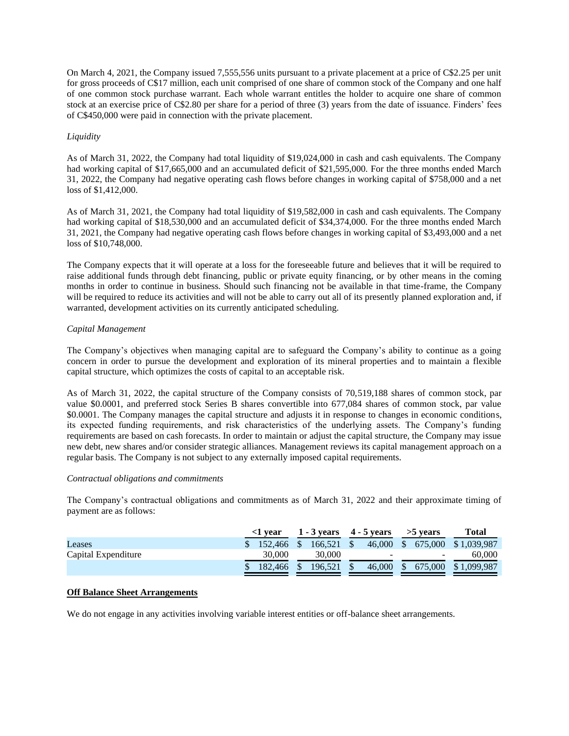On March 4, 2021, the Company issued 7,555,556 units pursuant to a private placement at a price of C$2.25 per unit for gross proceeds of C$17 million, each unit comprised of one share of common stock of the Company and one half of one common stock purchase warrant. Each whole warrant entitles the holder to acquire one share of common stock at an exercise price of C$2.80 per share for a period of three (3) years from the date of issuance. Finders' fees of C$450,000 were paid in connection with the private placement.

*Liquidity*

As of March 31, 2022, the Company had total liquidity of $19,024,000 in cash and cash equivalents. The Company had working capital of $17,665,000 and an accumulated deficit of $21,595,000. For the three months ended March 31, 2022, the Company had negative operating cash flows before changes in working capital of $758,000 and a net loss of $1,412,000.

As of March 31, 2021, the Company had total liquidity of $19,582,000 in cash and cash equivalents. The Company had working capital of $18,530,000 and an accumulated deficit of $34,374,000. For the three months ended March 31, 2021, the Company had negative operating cash flows before changes in working capital of $3,493,000 and a net loss of $10,748,000.

The Company expects that it will operate at a loss for the foreseeable future and believes that it will be required to raise additional funds through debt financing, public or private equity financing, or by other means in the coming months in order to continue in business. Should such financing not be available in that time-frame, the Company will be required to reduce its activities and will not be able to carry out all of its presently planned exploration and, if warranted, development activities on its currently anticipated scheduling.

*Capital Management*

The Company's objectives when managing capital are to safeguard the Company's ability to continue as a going concern in order to pursue the development and exploration of its mineral properties and to maintain a flexible capital structure, which optimizes the costs of capital to an acceptable risk.

As of March 31, 2022, the capital structure of the Company consists of 70,519,188 shares of common stock, par value $0.0001, and preferred stock Series B shares convertible into 677,084 shares of common stock, par value $0.0001. The Company manages the capital structure and adjusts it in response to changes in economic conditions, its expected funding requirements, and risk characteristics of the underlying assets. The Company's funding requirements are based on cash forecasts. In order to maintain or adjust the capital structure, the Company may issue new debt, new shares and/or consider strategic alliances. Management reviews its capital management approach on a regular basis. The Company is not subject to any externally imposed capital requirements.

*Contractual obligations and commitments*

The Company's contractual obligations and commitments as of March 31, 2022 and their approximate timing of payment are as follows:

| | <1 year | 1 - 3 years | 4 - 5 years | >5 years | Total |
|---|---|---|---|---|---|
| Leases | $ 152,466 | $ 166,521 | $ 46,000 | $ 675,000 | $ 1,039,987 |
| Capital Expenditure | 30,000 | 30,000 | - | - | 60,000 |
| | $ 182,466 | $ 196,521 | $ 46,000 | $ 675,000 | $ 1,099,987 |

**Off Balance Sheet Arrangements**

We do not engage in any activities involving variable interest entities or off-balance sheet arrangements.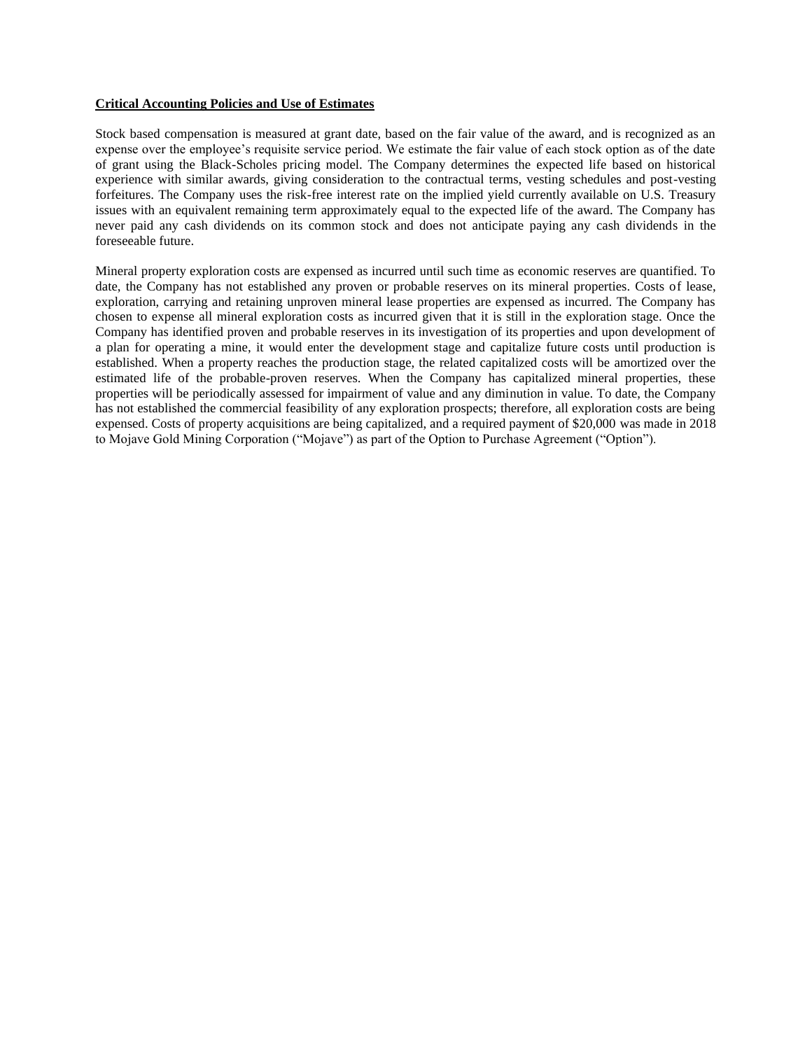**Critical Accounting Policies and Use of Estimates**

Stock based compensation is measured at grant date, based on the fair value of the award, and is recognized as an expense over the employee's requisite service period. We estimate the fair value of each stock option as of the date of grant using the Black-Scholes pricing model. The Company determines the expected life based on historical experience with similar awards, giving consideration to the contractual terms, vesting schedules and post-vesting forfeitures. The Company uses the risk-free interest rate on the implied yield currently available on U.S. Treasury issues with an equivalent remaining term approximately equal to the expected life of the award. The Company has never paid any cash dividends on its common stock and does not anticipate paying any cash dividends in the foreseeable future.

Mineral property exploration costs are expensed as incurred until such time as economic reserves are quantified. To date, the Company has not established any proven or probable reserves on its mineral properties. Costs of lease, exploration, carrying and retaining unproven mineral lease properties are expensed as incurred. The Company has chosen to expense all mineral exploration costs as incurred given that it is still in the exploration stage. Once the Company has identified proven and probable reserves in its investigation of its properties and upon development of a plan for operating a mine, it would enter the development stage and capitalize future costs until production is established. When a property reaches the production stage, the related capitalized costs will be amortized over the estimated life of the probable-proven reserves. When the Company has capitalized mineral properties, these properties will be periodically assessed for impairment of value and any diminution in value. To date, the Company has not established the commercial feasibility of any exploration prospects; therefore, all exploration costs are being expensed. Costs of property acquisitions are being capitalized, and a required payment of $20,000 was made in 2018 to Mojave Gold Mining Corporation ("Mojave") as part of the Option to Purchase Agreement ("Option").